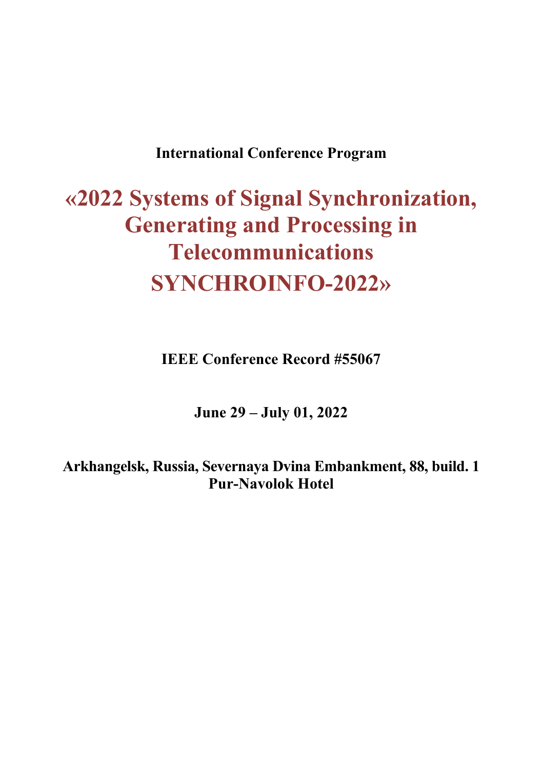**International Conference Program**

# «2022 Systems of Signal Synchronization, Generating and Processing in Telecommunications SYNCHROINFO-2022»

**IEEE Conference Record #55067**

**June 29 – July 01, 2022**

**Arkhangelsk, Russia, Severnaya Dvina Embankment, 88, build. 1**
**Pur-Navolok Hotel**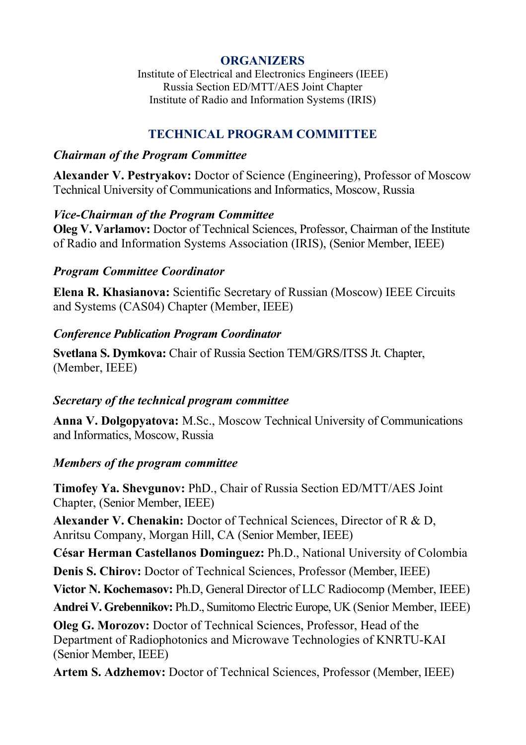## ORGANIZERS

Institute of Electrical and Electronics Engineers (IEEE)
Russia Section ED/MTT/AES Joint Chapter
Institute of Radio and Information Systems (IRIS)

## TECHNICAL PROGRAM COMMITTEE

### *Chairman of the Program Committee*

**Alexander V. Pestryakov:** Doctor of Science (Engineering), Professor of Moscow Technical University of Communications and Informatics, Moscow, Russia

### *Vice-Chairman of the Program Committee*

**Oleg V. Varlamov:** Doctor of Technical Sciences, Professor, Chairman of the Institute of Radio and Information Systems Association (IRIS), (Senior Member, IEEE)

### *Program Committee Coordinator*

**Elena R. Khasianova:** Scientific Secretary of Russian (Moscow) IEEE Circuits and Systems (CAS04) Chapter (Member, IEEE)

### *Conference Publication Program Coordinator*

**Svetlana S. Dymkova:** Chair of Russia Section TEM/GRS/ITSS Jt. Chapter, (Member, IEEE)

### *Secretary of the technical program committee*

**Anna V. Dolgopyatova:** M.Sc., Moscow Technical University of Communications and Informatics, Moscow, Russia

### *Members of the program committee*

**Timofey Ya. Shevgunov:** PhD., Chair of Russia Section ED/MTT/AES Joint Chapter, (Senior Member, IEEE)

**Alexander V. Chenakin:** Doctor of Technical Sciences, Director of R & D, Anritsu Company, Morgan Hill, CA (Senior Member, IEEE)

**César Herman Castellanos Dominguez:** Ph.D., National University of Colombia

**Denis S. Chirov:** Doctor of Technical Sciences, Professor (Member, IEEE)

**Victor N. Kochemasov:** Ph.D, General Director of LLC Radiocomp (Member, IEEE)

**Andrei V. Grebennikov:** Ph.D., Sumitomo Electric Europe, UK (Senior Member, IEEE)

**Oleg G. Morozov:** Doctor of Technical Sciences, Professor, Head of the Department of Radiophotonics and Microwave Technologies of KNRTU-KAI (Senior Member, IEEE)

**Artem S. Adzhemov:** Doctor of Technical Sciences, Professor (Member, IEEE)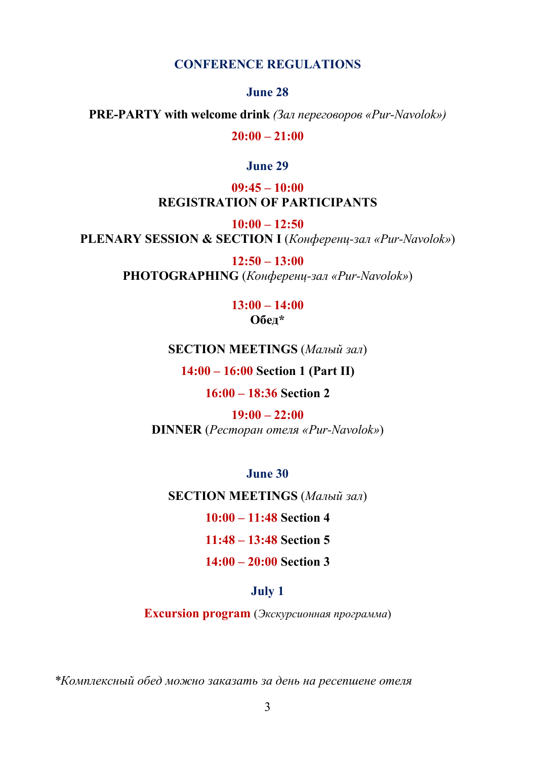## CONFERENCE REGULATIONS

### June 28

**PRE-PARTY with welcome drink** *(Зал переговоров «Pur-Navolok»)*

**20:00 – 21:00**

### June 29

**09:45 – 10:00**
**REGISTRATION OF PARTICIPANTS**

**10:00 – 12:50**
**PLENARY SESSION & SECTION I** (*Конференц-зал «Pur-Navolok»*)

**12:50 – 13:00**
**PHOTOGRAPHING** (*Конференц-зал «Pur-Navolok»*)

**13:00 – 14:00**
**Обед***

**SECTION MEETINGS** (*Малый зал*)

**14:00 – 16:00 Section 1 (Part II)**

**16:00 – 18:36 Section 2**

**19:00 – 22:00**
**DINNER** (*Ресторан отеля «Pur-Navolok»*)

### June 30

**SECTION MEETINGS** (*Малый зал*)

**10:00 – 11:48 Section 4**

**11:48 – 13:48 Section 5**

**14:00 – 20:00 Section 3**

### July 1

**Excursion program** (*Экскурсионная программа*)

*\*Комплексный обед можно заказать за день на ресепшене отеля*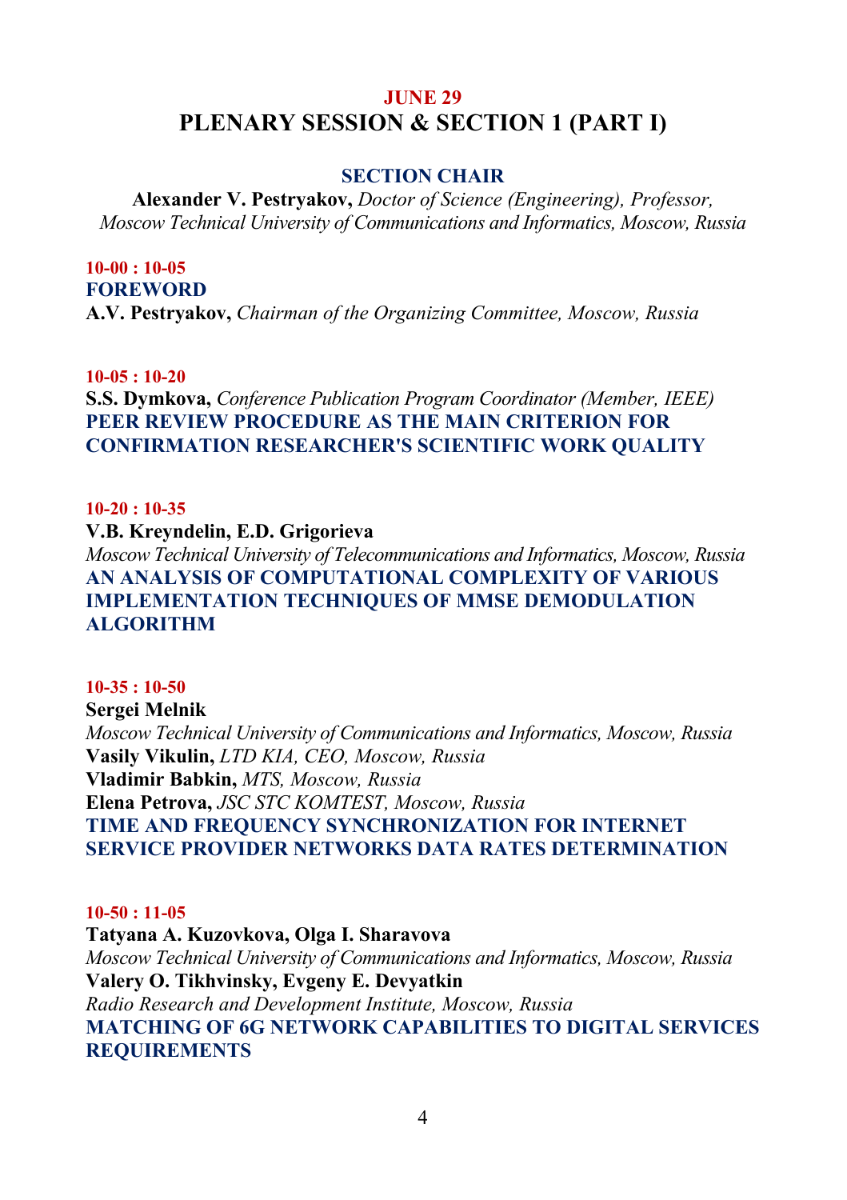## JUNE 29

# PLENARY SESSION & SECTION 1 (PART I)

### SECTION CHAIR

**Alexander V. Pestryakov,** *Doctor of Science (Engineering), Professor, Moscow Technical University of Communications and Informatics, Moscow, Russia*

**10-00 : 10-05**

**FOREWORD**

**A.V. Pestryakov,** *Chairman of the Organizing Committee, Moscow, Russia*

**10-05 : 10-20**

**S.S. Dymkova,** *Conference Publication Program Coordinator (Member, IEEE)*

**PEER REVIEW PROCEDURE AS THE MAIN CRITERION FOR CONFIRMATION RESEARCHER'S SCIENTIFIC WORK QUALITY**

**10-20 : 10-35**

**V.B. Kreyndelin, E.D. Grigorieva**

*Moscow Technical University of Telecommunications and Informatics, Moscow, Russia*

**AN ANALYSIS OF COMPUTATIONAL COMPLEXITY OF VARIOUS IMPLEMENTATION TECHNIQUES OF MMSE DEMODULATION ALGORITHM**

**10-35 : 10-50**

**Sergei Melnik**

*Moscow Technical University of Communications and Informatics, Moscow, Russia*

**Vasily Vikulin,** *LTD KIA, CEO, Moscow, Russia*

**Vladimir Babkin,** *MTS, Moscow, Russia*

**Elena Petrova,** *JSC STC KOMTEST, Moscow, Russia*

**TIME AND FREQUENCY SYNCHRONIZATION FOR INTERNET SERVICE PROVIDER NETWORKS DATA RATES DETERMINATION**

**10-50 : 11-05**

**Tatyana A. Kuzovkova, Olga I. Sharavova**

*Moscow Technical University of Communications and Informatics, Moscow, Russia*

**Valery O. Tikhvinsky, Evgeny E. Devyatkin**

*Radio Research and Development Institute, Moscow, Russia*

**MATCHING OF 6G NETWORK CAPABILITIES TO DIGITAL SERVICES REQUIREMENTS**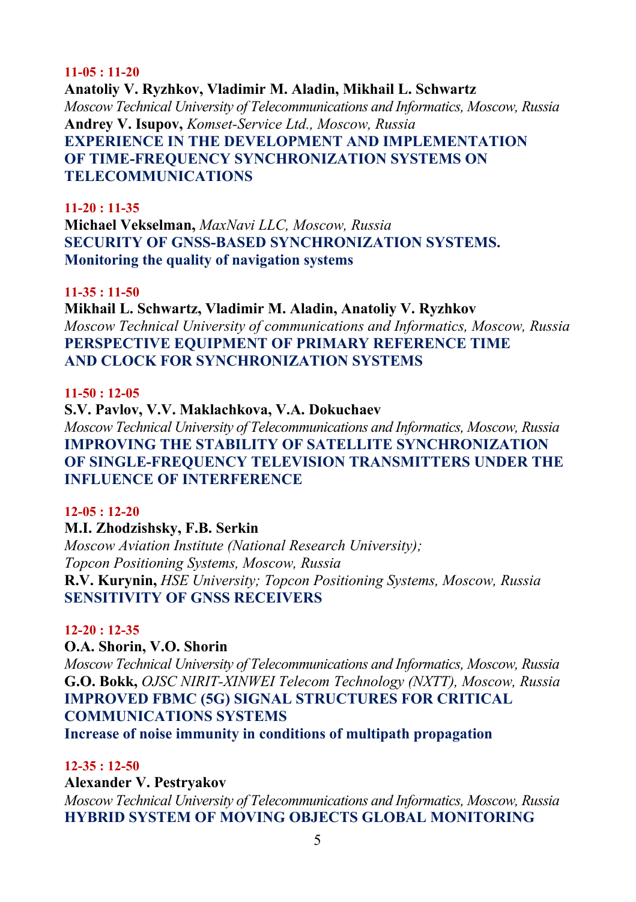**11-05 : 11-20**

**Anatoliy V. Ryzhkov, Vladimir M. Aladin, Mikhail L. Schwartz**
*Moscow Technical University of Telecommunications and Informatics, Moscow, Russia*
**Andrey V. Isupov,** *Komset-Service Ltd., Moscow, Russia*
**EXPERIENCE IN THE DEVELOPMENT AND IMPLEMENTATION OF TIME-FREQUENCY SYNCHRONIZATION SYSTEMS ON TELECOMMUNICATIONS**

**11-20 : 11-35**

**Michael Vekselman,** *MaxNavi LLC, Moscow, Russia*
**SECURITY OF GNSS-BASED SYNCHRONIZATION SYSTEMS.**
**Monitoring the quality of navigation systems**

**11-35 : 11-50**

**Mikhail L. Schwartz, Vladimir M. Aladin, Anatoliy V. Ryzhkov**
*Moscow Technical University of communications and Informatics, Moscow, Russia*
**PERSPECTIVE EQUIPMENT OF PRIMARY REFERENCE TIME AND CLOCK FOR SYNCHRONIZATION SYSTEMS**

**11-50 : 12-05**

**S.V. Pavlov, V.V. Maklachkova, V.A. Dokuchaev**
*Moscow Technical University of Telecommunications and Informatics, Moscow, Russia*
**IMPROVING THE STABILITY OF SATELLITE SYNCHRONIZATION OF SINGLE-FREQUENCY TELEVISION TRANSMITTERS UNDER THE INFLUENCE OF INTERFERENCE**

**12-05 : 12-20**

**M.I. Zhodzishsky, F.B. Serkin**
*Moscow Aviation Institute (National Research University);*
*Topcon Positioning Systems, Moscow, Russia*
**R.V. Kurynin,** *HSE University; Topcon Positioning Systems, Moscow, Russia*
**SENSITIVITY OF GNSS RECEIVERS**

**12-20 : 12-35**

**O.A. Shorin, V.O. Shorin**
*Moscow Technical University of Telecommunications and Informatics, Moscow, Russia*
**G.O. Bokk,** *OJSC NIRIT-XINWEI Telecom Technology (NXTT), Moscow, Russia*
**IMPROVED FBMC (5G) SIGNAL STRUCTURES FOR CRITICAL COMMUNICATIONS SYSTEMS**
**Increase of noise immunity in conditions of multipath propagation**

**12-35 : 12-50**

**Alexander V. Pestryakov**
*Moscow Technical University of Telecommunications and Informatics, Moscow, Russia*
**HYBRID SYSTEM OF MOVING OBJECTS GLOBAL MONITORING**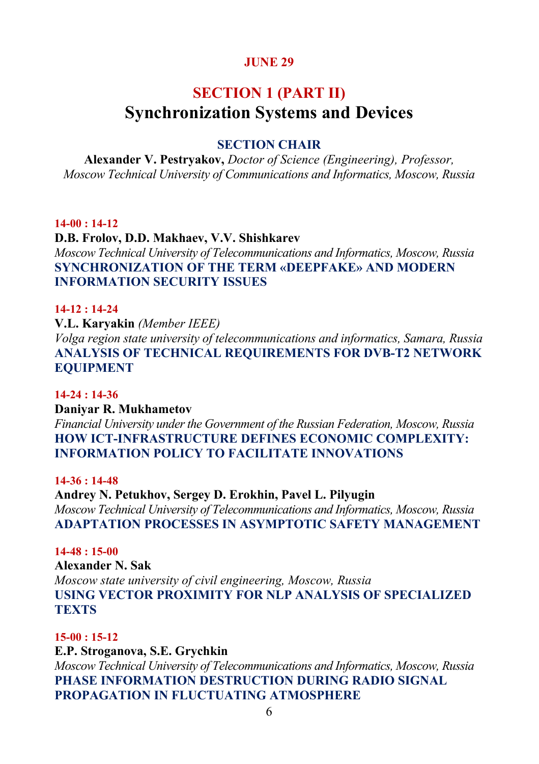**JUNE 29**

## SECTION 1 (PART II)
# Synchronization Systems and Devices

**SECTION CHAIR**

**Alexander V. Pestryakov,** *Doctor of Science (Engineering), Professor, Moscow Technical University of Communications and Informatics, Moscow, Russia*

**14-00 : 14-12**

**D.B. Frolov, D.D. Makhaev, V.V. Shishkarev**

*Moscow Technical University of Telecommunications and Informatics, Moscow, Russia*

**SYNCHRONIZATION OF THE TERM «DEEPFAKE» AND MODERN INFORMATION SECURITY ISSUES**

**14-12 : 14-24**

**V.L. Karyakin** *(Member IEEE)*

*Volga region state university of telecommunications and informatics, Samara, Russia*

**ANALYSIS OF TECHNICAL REQUIREMENTS FOR DVB-T2 NETWORK EQUIPMENT**

**14-24 : 14-36**

**Daniyar R. Mukhametov**

*Financial University under the Government of the Russian Federation, Moscow, Russia*

**HOW ICT-INFRASTRUCTURE DEFINES ECONOMIC COMPLEXITY: INFORMATION POLICY TO FACILITATE INNOVATIONS**

**14-36 : 14-48**

**Andrey N. Petukhov, Sergey D. Erokhin, Pavel L. Pilyugin**

*Moscow Technical University of Telecommunications and Informatics, Moscow, Russia*

**ADAPTATION PROCESSES IN ASYMPTOTIC SAFETY MANAGEMENT**

**14-48 : 15-00**

**Alexander N. Sak**

*Moscow state university of civil engineering, Moscow, Russia*

**USING VECTOR PROXIMITY FOR NLP ANALYSIS OF SPECIALIZED TEXTS**

**15-00 : 15-12**

**E.P. Stroganova, S.E. Grychkin**

*Moscow Technical University of Telecommunications and Informatics, Moscow, Russia*

**PHASE INFORMATION DESTRUCTION DURING RADIO SIGNAL PROPAGATION IN FLUCTUATING ATMOSPHERE**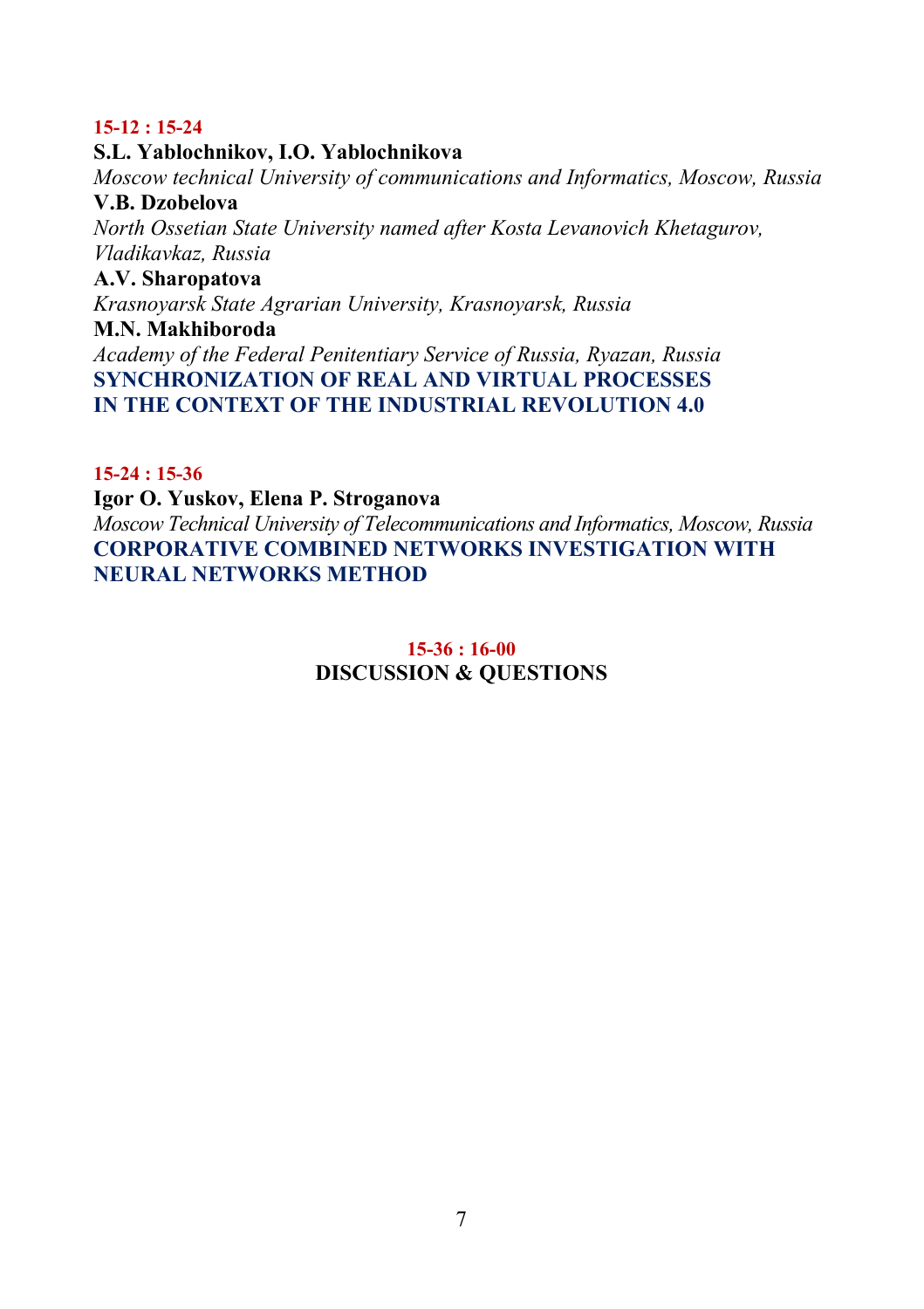**15-12 : 15-24**

**S.L. Yablochnikov, I.O. Yablochnikova**
*Moscow technical University of communications and Informatics, Moscow, Russia*
**V.B. Dzobelova**
*North Ossetian State University named after Kosta Levanovich Khetagurov, Vladikavkaz, Russia*
**A.V. Sharopatova**
*Krasnoyarsk State Agrarian University, Krasnoyarsk, Russia*
**M.N. Makhiboroda**
*Academy of the Federal Penitentiary Service of Russia, Ryazan, Russia*
**SYNCHRONIZATION OF REAL AND VIRTUAL PROCESSES IN THE CONTEXT OF THE INDUSTRIAL REVOLUTION 4.0**

**15-24 : 15-36**

**Igor O. Yuskov, Elena P. Stroganova**
*Moscow Technical University of Telecommunications and Informatics, Moscow, Russia*
**CORPORATIVE COMBINED NETWORKS INVESTIGATION WITH NEURAL NETWORKS METHOD**

**15-36 : 16-00**

**DISCUSSION & QUESTIONS**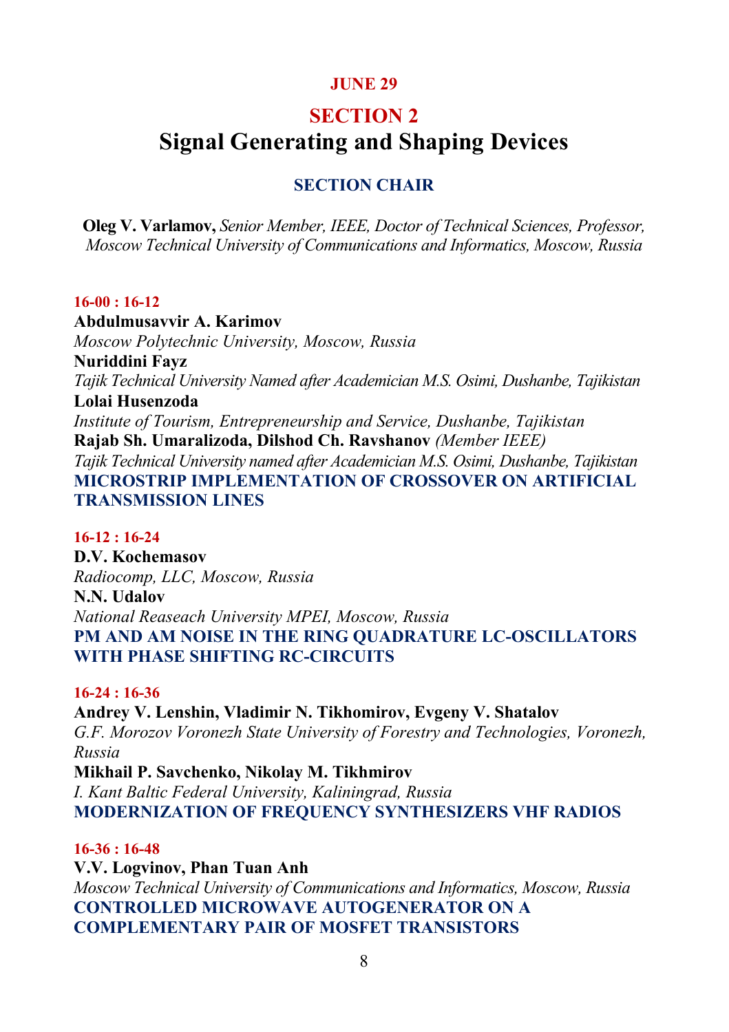**JUNE 29**

# SECTION 2

# Signal Generating and Shaping Devices

## SECTION CHAIR

**Oleg V. Varlamov,** *Senior Member, IEEE, Doctor of Technical Sciences, Professor, Moscow Technical University of Communications and Informatics, Moscow, Russia*

**16-00 : 16-12**

**Abdulmusavvir A. Karimov**
*Moscow Polytechnic University, Moscow, Russia*
**Nuriddini Fayz**
*Tajik Technical University Named after Academician M.S. Osimi, Dushanbe, Tajikistan*
**Lolai Husenzoda**
*Institute of Tourism, Entrepreneurship and Service, Dushanbe, Tajikistan*
**Rajab Sh. Umaralizoda, Dilshod Ch. Ravshanov** *(Member IEEE)*
*Tajik Technical University named after Academician M.S. Osimi, Dushanbe, Tajikistan*
**MICROSTRIP IMPLEMENTATION OF CROSSOVER ON ARTIFICIAL TRANSMISSION LINES**

**16-12 : 16-24**

**D.V. Kochemasov**
*Radiocomp, LLC, Moscow, Russia*
**N.N. Udalov**
*National Reaseach University MPEI, Moscow, Russia*
**PM AND AM NOISE IN THE RING QUADRATURE LC-OSCILLATORS WITH PHASE SHIFTING RC-CIRCUITS**

**16-24 : 16-36**

**Andrey V. Lenshin, Vladimir N. Tikhomirov, Evgeny V. Shatalov**
*G.F. Morozov Voronezh State University of Forestry and Technologies, Voronezh, Russia*
**Mikhail P. Savchenko, Nikolay M. Tikhmirov**
*I. Kant Baltic Federal University, Kaliningrad, Russia*
**MODERNIZATION OF FREQUENCY SYNTHESIZERS VHF RADIOS**

**16-36 : 16-48**

**V.V. Logvinov, Phan Tuan Anh**
*Moscow Technical University of Communications and Informatics, Moscow, Russia*
**CONTROLLED MICROWAVE AUTOGENERATOR ON A COMPLEMENTARY PAIR OF MOSFET TRANSISTORS**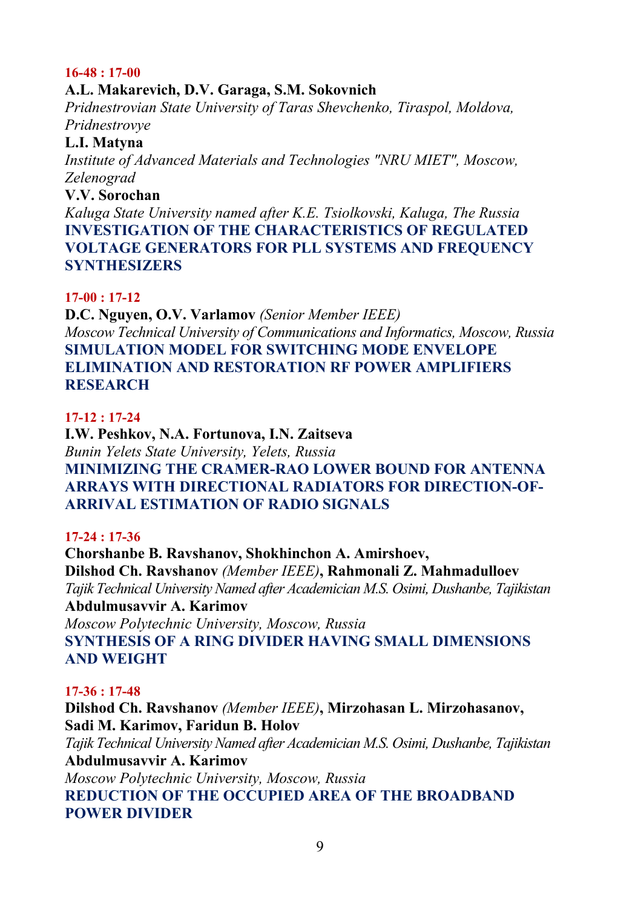**16-48 : 17-00**

**A.L. Makarevich, D.V. Garaga, S.M. Sokovnich**
*Pridnestrovian State University of Taras Shevchenko, Tiraspol, Moldova, Pridnestrovye*
**L.I. Matyna**
*Institute of Advanced Materials and Technologies "NRU MIET", Moscow, Zelenograd*
**V.V. Sorochan**
*Kaluga State University named after K.E. Tsiolkovski, Kaluga, The Russia*
**INVESTIGATION OF THE CHARACTERISTICS OF REGULATED VOLTAGE GENERATORS FOR PLL SYSTEMS AND FREQUENCY SYNTHESIZERS**

**17-00 : 17-12**

**D.C. Nguyen, O.V. Varlamov** *(Senior Member IEEE)*
*Moscow Technical University of Communications and Informatics, Moscow, Russia*
**SIMULATION MODEL FOR SWITCHING MODE ENVELOPE ELIMINATION AND RESTORATION RF POWER AMPLIFIERS RESEARCH**

**17-12 : 17-24**

**I.W. Peshkov, N.A. Fortunova, I.N. Zaitseva**
*Bunin Yelets State University, Yelets, Russia*
**MINIMIZING THE CRAMER-RAO LOWER BOUND FOR ANTENNA ARRAYS WITH DIRECTIONAL RADIATORS FOR DIRECTION-OF-ARRIVAL ESTIMATION OF RADIO SIGNALS**

**17-24 : 17-36**

**Chorshanbe B. Ravshanov, Shokhinchon A. Amirshoev, Dilshod Ch. Ravshanov** *(Member IEEE)*, **Rahmonali Z. Mahmadulloev**
*Tajik Technical University Named after Academician M.S. Osimi, Dushanbe, Tajikistan*
**Abdulmusavvir A. Karimov**
*Moscow Polytechnic University, Moscow, Russia*
**SYNTHESIS OF A RING DIVIDER HAVING SMALL DIMENSIONS AND WEIGHT**

**17-36 : 17-48**

**Dilshod Ch. Ravshanov** *(Member IEEE)*, **Mirzohasan L. Mirzohasanov, Sadi M. Karimov, Faridun B. Holov**
*Tajik Technical University Named after Academician M.S. Osimi, Dushanbe, Tajikistan*
**Abdulmusavvir A. Karimov**
*Moscow Polytechnic University, Moscow, Russia*
**REDUCTION OF THE OCCUPIED AREA OF THE BROADBAND POWER DIVIDER**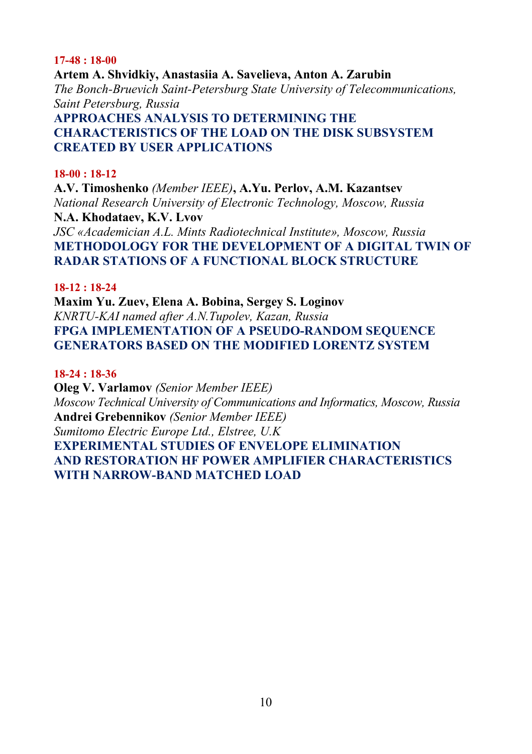**17-48 : 18-00**

**Artem A. Shvidkiy, Anastasiia A. Savelieva, Anton A. Zarubin**
*The Bonch-Bruevich Saint-Petersburg State University of Telecommunications, Saint Petersburg, Russia*
**APPROACHES ANALYSIS TO DETERMINING THE CHARACTERISTICS OF THE LOAD ON THE DISK SUBSYSTEM CREATED BY USER APPLICATIONS**

**18-00 : 18-12**

**A.V. Timoshenko** *(Member IEEE)***, A.Yu. Perlov, A.M. Kazantsev**
*National Research University of Electronic Technology, Moscow, Russia*
**N.A. Khodataev, K.V. Lvov**
*JSC «Academician A.L. Mints Radiotechnical Institute», Moscow, Russia*
**METHODOLOGY FOR THE DEVELOPMENT OF A DIGITAL TWIN OF RADAR STATIONS OF A FUNCTIONAL BLOCK STRUCTURE**

**18-12 : 18-24**

**Maxim Yu. Zuev, Elena A. Bobina, Sergey S. Loginov**
*KNRTU-KAI named after A.N.Tupolev, Kazan, Russia*
**FPGA IMPLEMENTATION OF A PSEUDO-RANDOM SEQUENCE GENERATORS BASED ON THE MODIFIED LORENTZ SYSTEM**

**18-24 : 18-36**

**Oleg V. Varlamov** *(Senior Member IEEE)*
*Moscow Technical University of Communications and Informatics, Moscow, Russia*
**Andrei Grebennikov** *(Senior Member IEEE)*
*Sumitomo Electric Europe Ltd., Elstree, U.K*
**EXPERIMENTAL STUDIES OF ENVELOPE ELIMINATION AND RESTORATION HF POWER AMPLIFIER CHARACTERISTICS WITH NARROW-BAND MATCHED LOAD**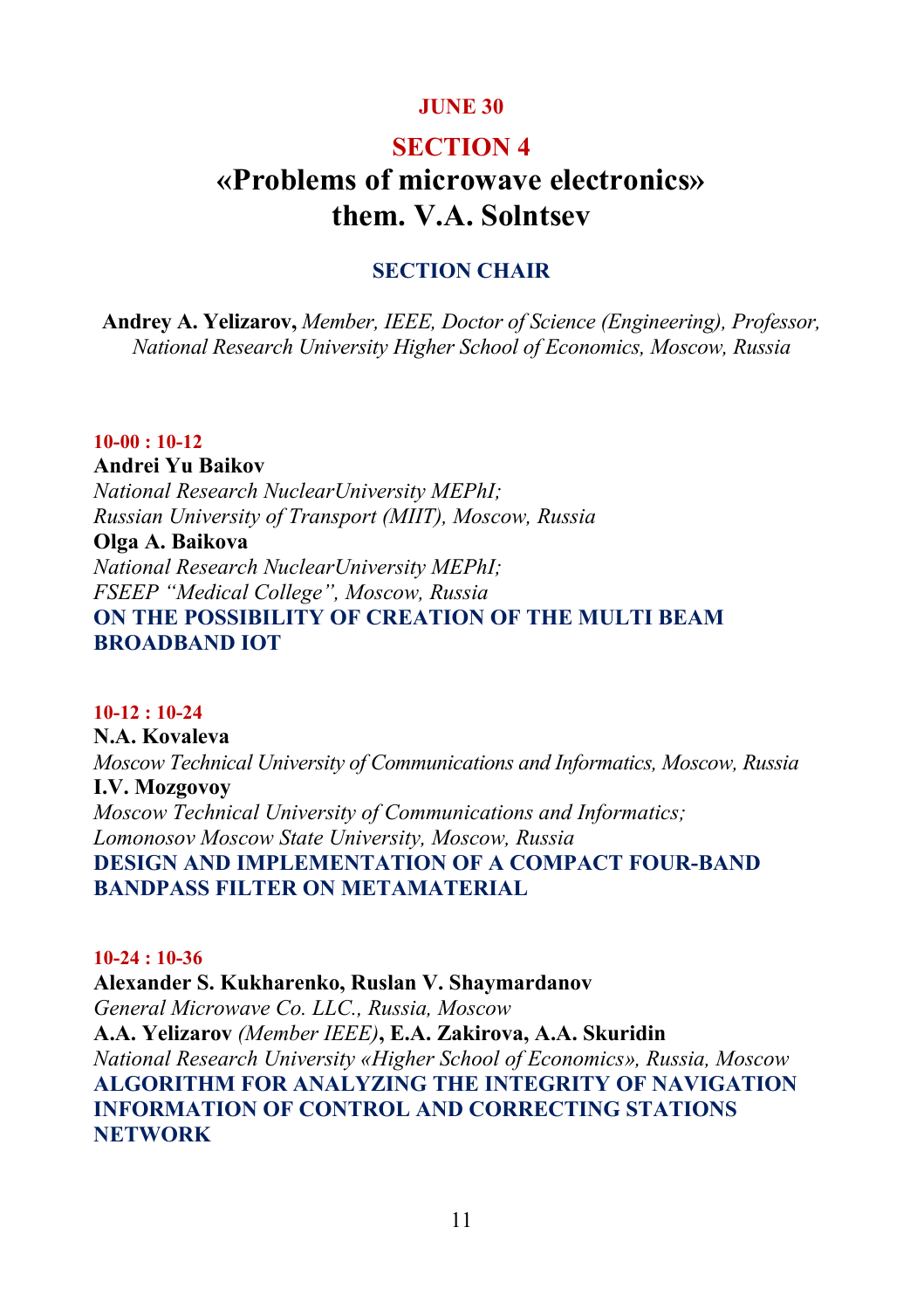**JUNE 30**

# SECTION 4
# «Problems of microwave electronics» them. V.A. Solntsev

## SECTION CHAIR

**Andrey A. Yelizarov,** *Member, IEEE, Doctor of Science (Engineering), Professor, National Research University Higher School of Economics, Moscow, Russia*

**10-00 : 10-12**

**Andrei Yu Baikov**
*National Research NuclearUniversity MEPhI;*
*Russian University of Transport (MIIT), Moscow, Russia*
**Olga A. Baikova**
*National Research NuclearUniversity MEPhI;*
*FSEEP "Medical College", Moscow, Russia*
**ON THE POSSIBILITY OF CREATION OF THE MULTI BEAM BROADBAND IOT**

**10-12 : 10-24**

**N.A. Kovaleva**
*Moscow Technical University of Communications and Informatics, Moscow, Russia*
**I.V. Mozgovoy**
*Moscow Technical University of Communications and Informatics;*
*Lomonosov Moscow State University, Moscow, Russia*
**DESIGN AND IMPLEMENTATION OF A COMPACT FOUR-BAND BANDPASS FILTER ON METAMATERIAL**

**10-24 : 10-36**

**Alexander S. Kukharenko, Ruslan V. Shaymardanov**
*General Microwave Co. LLC., Russia, Moscow*
**A.A. Yelizarov** *(Member IEEE)***, E.A. Zakirova, A.A. Skuridin**
*National Research University «Higher School of Economics», Russia, Moscow*
**ALGORITHM FOR ANALYZING THE INTEGRITY OF NAVIGATION INFORMATION OF CONTROL AND CORRECTING STATIONS NETWORK**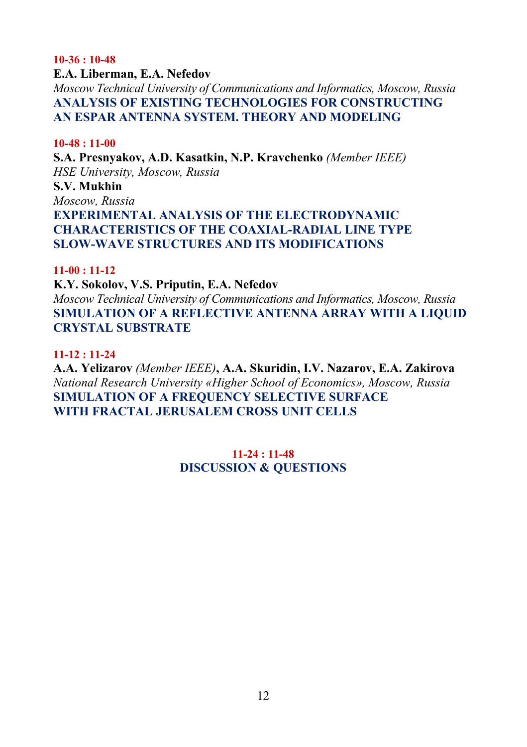**10-36 : 10-48**

**E.A. Liberman, E.A. Nefedov**

*Moscow Technical University of Communications and Informatics, Moscow, Russia*

**ANALYSIS OF EXISTING TECHNOLOGIES FOR CONSTRUCTING AN ESPAR ANTENNA SYSTEM. THEORY AND MODELING**

**10-48 : 11-00**

**S.A. Presnyakov, A.D. Kasatkin, N.P. Kravchenko** *(Member IEEE)*

*HSE University, Moscow, Russia*

**S.V. Mukhin**

*Moscow, Russia*

**EXPERIMENTAL ANALYSIS OF THE ELECTRODYNAMIC CHARACTERISTICS OF THE COAXIAL-RADIAL LINE TYPE SLOW-WAVE STRUCTURES AND ITS MODIFICATIONS**

**11-00 : 11-12**

**K.Y. Sokolov, V.S. Priputin, E.A. Nefedov**

*Moscow Technical University of Communications and Informatics, Moscow, Russia*

**SIMULATION OF A REFLECTIVE ANTENNA ARRAY WITH A LIQUID CRYSTAL SUBSTRATE**

**11-12 : 11-24**

**A.A. Yelizarov** *(Member IEEE)***, A.A. Skuridin, I.V. Nazarov, E.A. Zakirova**

*National Research University «Higher School of Economics», Moscow, Russia*

**SIMULATION OF A FREQUENCY SELECTIVE SURFACE WITH FRACTAL JERUSALEM CROSS UNIT CELLS**

**11-24 : 11-48**

**DISCUSSION & QUESTIONS**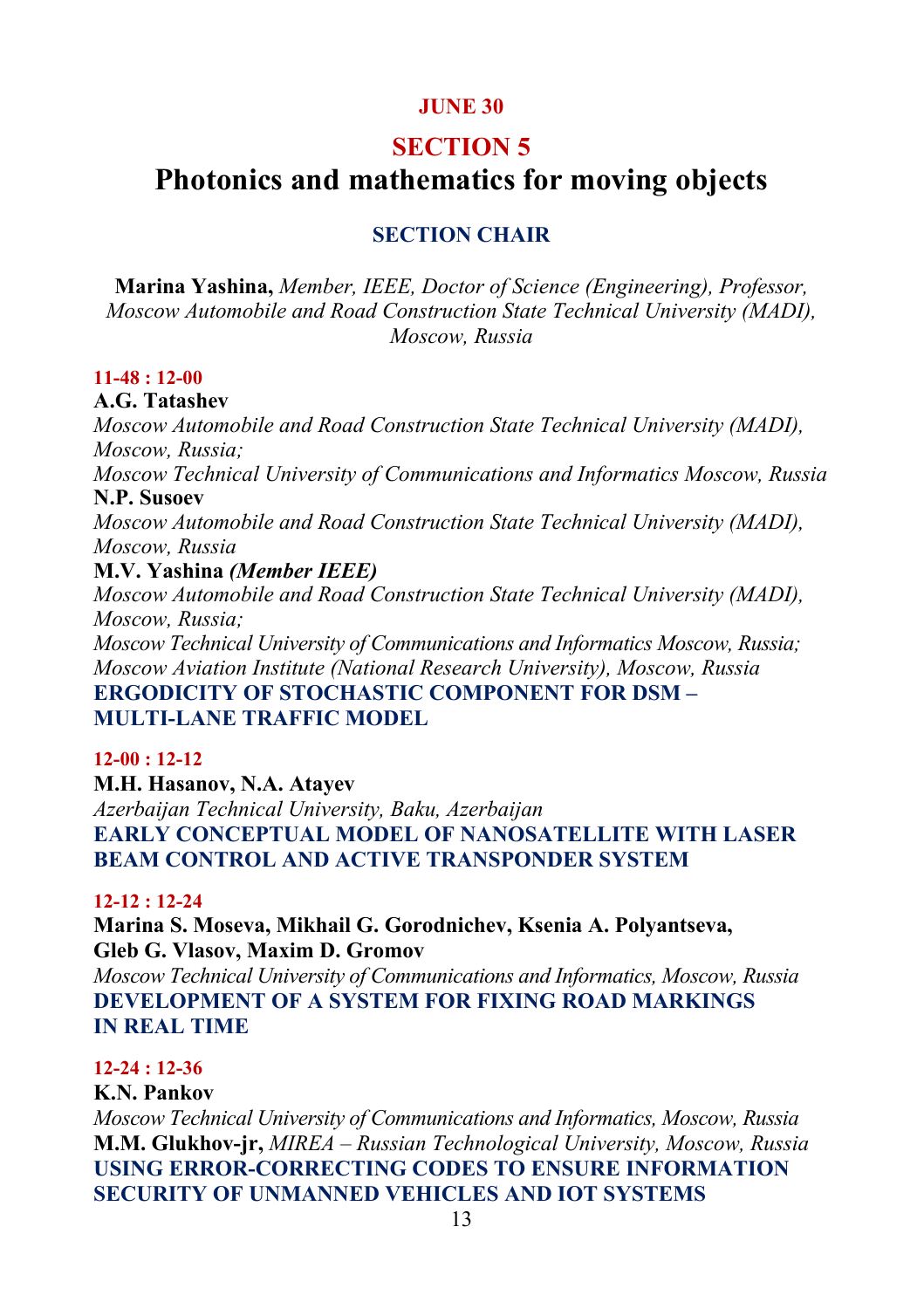**JUNE 30**

# SECTION 5

# Photonics and mathematics for moving objects

**SECTION CHAIR**

**Marina Yashina,** *Member, IEEE, Doctor of Science (Engineering), Professor, Moscow Automobile and Road Construction State Technical University (MADI), Moscow, Russia*

**11-48 : 12-00**

**A.G. Tatashev**
*Moscow Automobile and Road Construction State Technical University (MADI), Moscow, Russia;*
*Moscow Technical University of Communications and Informatics Moscow, Russia*
**N.P. Susoev**
*Moscow Automobile and Road Construction State Technical University (MADI), Moscow, Russia*
**M.V. Yashina** ***(Member IEEE)***
*Moscow Automobile and Road Construction State Technical University (MADI), Moscow, Russia;*
*Moscow Technical University of Communications and Informatics Moscow, Russia;*
*Moscow Aviation Institute (National Research University), Moscow, Russia*
**ERGODICITY OF STOCHASTIC COMPONENT FOR DSM – MULTI-LANE TRAFFIC MODEL**

**12-00 : 12-12**

**M.H. Hasanov, N.A. Atayev**
*Azerbaijan Technical University, Baku, Azerbaijan*
**EARLY CONCEPTUAL MODEL OF NANOSATELLITE WITH LASER BEAM CONTROL AND ACTIVE TRANSPONDER SYSTEM**

**12-12 : 12-24**

**Marina S. Moseva, Mikhail G. Gorodnichev, Ksenia A. Polyantseva, Gleb G. Vlasov, Maxim D. Gromov**
*Moscow Technical University of Communications and Informatics, Moscow, Russia*
**DEVELOPMENT OF A SYSTEM FOR FIXING ROAD MARKINGS IN REAL TIME**

**12-24 : 12-36**

**K.N. Pankov**
*Moscow Technical University of Communications and Informatics, Moscow, Russia*
**M.M. Glukhov-jr,** *MIREA – Russian Technological University, Moscow, Russia*
**USING ERROR-CORRECTING CODES TO ENSURE INFORMATION SECURITY OF UNMANNED VEHICLES AND IOT SYSTEMS**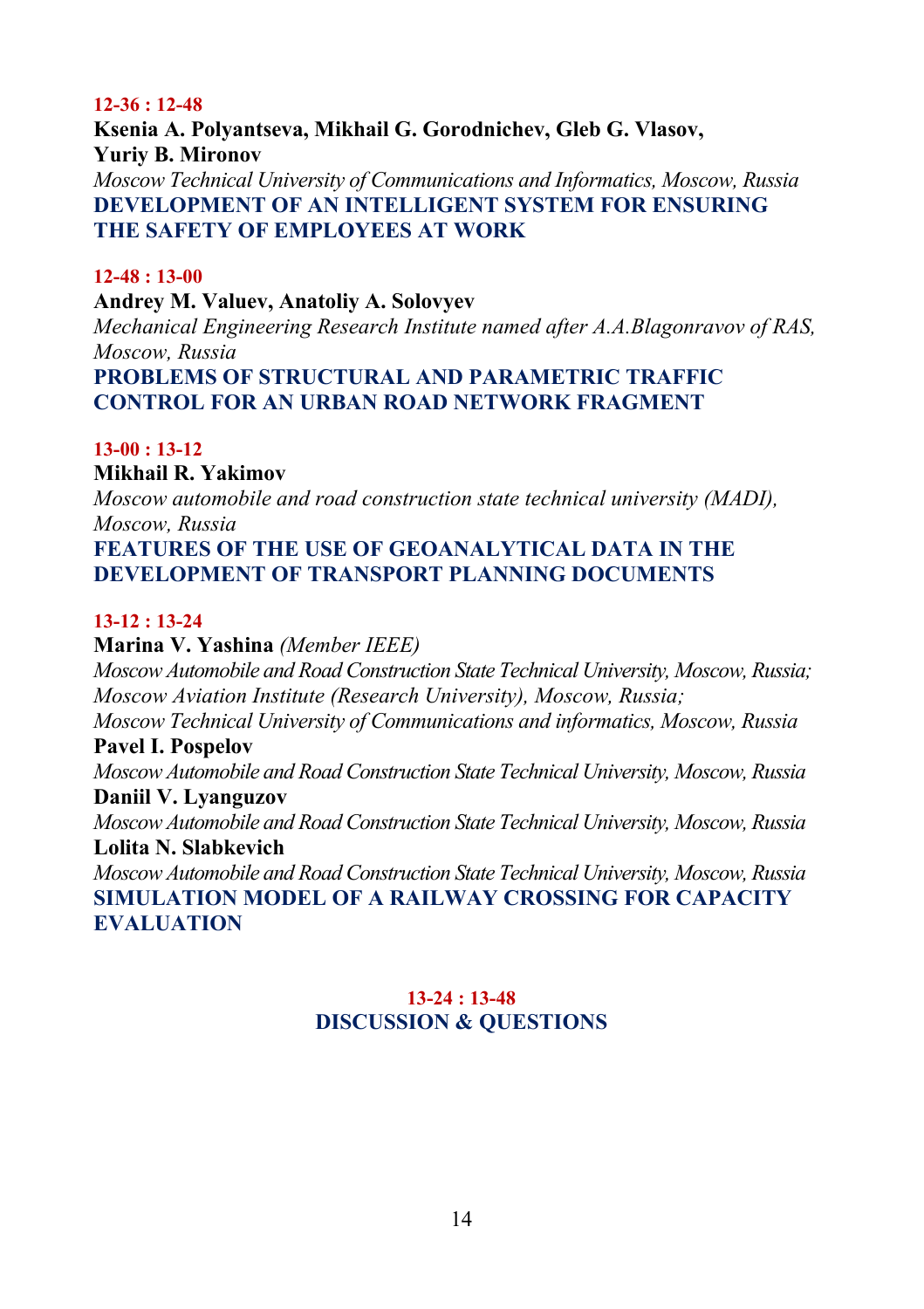**12-36 : 12-48**

**Ksenia A. Polyantseva, Mikhail G. Gorodnichev, Gleb G. Vlasov, Yuriy B. Mironov**

*Moscow Technical University of Communications and Informatics, Moscow, Russia*

**DEVELOPMENT OF AN INTELLIGENT SYSTEM FOR ENSURING THE SAFETY OF EMPLOYEES AT WORK**

**12-48 : 13-00**

**Andrey M. Valuev, Anatoliy A. Solovyev**

*Mechanical Engineering Research Institute named after A.A.Blagonravov of RAS, Moscow, Russia*

**PROBLEMS OF STRUCTURAL AND PARAMETRIC TRAFFIC CONTROL FOR AN URBAN ROAD NETWORK FRAGMENT**

**13-00 : 13-12**

**Mikhail R. Yakimov**

*Moscow automobile and road construction state technical university (MADI), Moscow, Russia*

**FEATURES OF THE USE OF GEOANALYTICAL DATA IN THE DEVELOPMENT OF TRANSPORT PLANNING DOCUMENTS**

**13-12 : 13-24**

**Marina V. Yashina** *(Member IEEE)*

*Moscow Automobile and Road Construction State Technical University, Moscow, Russia;*
*Moscow Aviation Institute (Research University), Moscow, Russia;*
*Moscow Technical University of Communications and informatics, Moscow, Russia*

**Pavel I. Pospelov**

*Moscow Automobile and Road Construction State Technical University, Moscow, Russia*

**Daniil V. Lyanguzov**

*Moscow Automobile and Road Construction State Technical University, Moscow, Russia*

**Lolita N. Slabkevich**

*Moscow Automobile and Road Construction State Technical University, Moscow, Russia*

**SIMULATION MODEL OF A RAILWAY CROSSING FOR CAPACITY EVALUATION**

**13-24 : 13-48**

**DISCUSSION & QUESTIONS**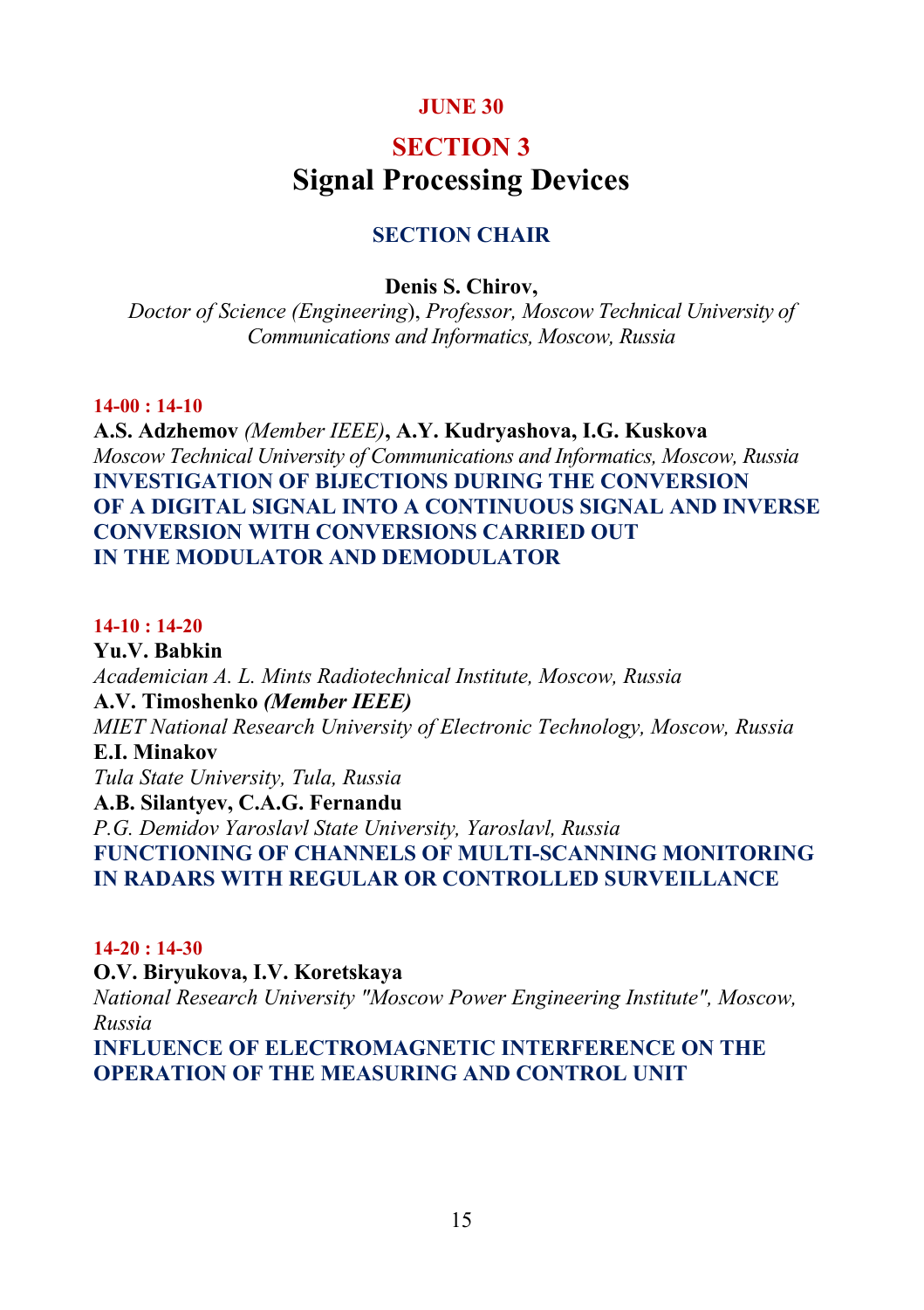**JUNE 30**

# SECTION 3
# Signal Processing Devices

## SECTION CHAIR

**Denis S. Chirov,**
*Doctor of Science (Engineering*), *Professor, Moscow Technical University of Communications and Informatics, Moscow, Russia*

**14-00 : 14-10**

**A.S. Adzhemov** *(Member IEEE)*, **A.Y. Kudryashova, I.G. Kuskova**
*Moscow Technical University of Communications and Informatics, Moscow, Russia*
**INVESTIGATION OF BIJECTIONS DURING THE CONVERSION OF A DIGITAL SIGNAL INTO A CONTINUOUS SIGNAL AND INVERSE CONVERSION WITH CONVERSIONS CARRIED OUT IN THE MODULATOR AND DEMODULATOR**

**14-10 : 14-20**

**Yu.V. Babkin**
*Academician A. L. Mints Radiotechnical Institute, Moscow, Russia*
**A.V. Timoshenko** ***(Member IEEE)***
*MIET National Research University of Electronic Technology, Moscow, Russia*
**E.I. Minakov**
*Tula State University, Tula, Russia*
**A.B. Silantyev, C.A.G. Fernandu**
*P.G. Demidov Yaroslavl State University, Yaroslavl, Russia*
**FUNCTIONING OF CHANNELS OF MULTI-SCANNING MONITORING IN RADARS WITH REGULAR OR CONTROLLED SURVEILLANCE**

**14-20 : 14-30**

**O.V. Biryukova, I.V. Koretskaya**
*National Research University "Moscow Power Engineering Institute", Moscow, Russia*
**INFLUENCE OF ELECTROMAGNETIC INTERFERENCE ON THE OPERATION OF THE MEASURING AND CONTROL UNIT**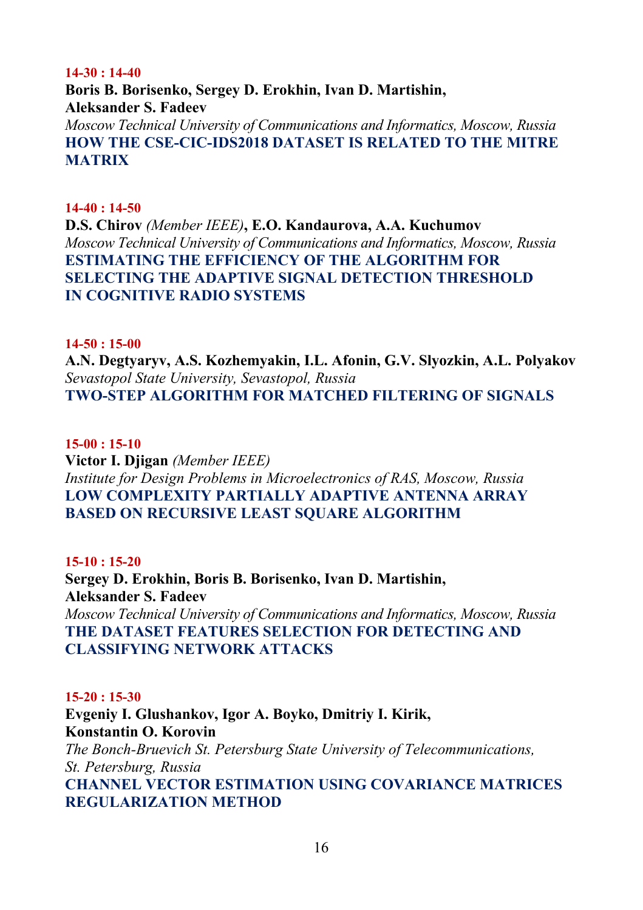**14-30 : 14-40**

**Boris B. Borisenko, Sergey D. Erokhin, Ivan D. Martishin, Aleksander S. Fadeev**

*Moscow Technical University of Communications and Informatics, Moscow, Russia*

**HOW THE CSE-CIC-IDS2018 DATASET IS RELATED TO THE MITRE MATRIX**

**14-40 : 14-50**

**D.S. Chirov** *(Member IEEE)***, E.O. Kandaurova, A.A. Kuchumov**

*Moscow Technical University of Communications and Informatics, Moscow, Russia*

**ESTIMATING THE EFFICIENCY OF THE ALGORITHM FOR SELECTING THE ADAPTIVE SIGNAL DETECTION THRESHOLD IN COGNITIVE RADIO SYSTEMS**

**14-50 : 15-00**

**A.N. Degtyaryv, A.S. Kozhemyakin, I.L. Afonin, G.V. Slyozkin, A.L. Polyakov**

*Sevastopol State University, Sevastopol, Russia*

**TWO-STEP ALGORITHM FOR MATCHED FILTERING OF SIGNALS**

**15-00 : 15-10**

**Victor I. Djigan** *(Member IEEE)*

*Institute for Design Problems in Microelectronics of RAS, Moscow, Russia*

**LOW COMPLEXITY PARTIALLY ADAPTIVE ANTENNA ARRAY BASED ON RECURSIVE LEAST SQUARE ALGORITHM**

**15-10 : 15-20**

**Sergey D. Erokhin, Boris B. Borisenko, Ivan D. Martishin, Aleksander S. Fadeev**

*Moscow Technical University of Communications and Informatics, Moscow, Russia*

**THE DATASET FEATURES SELECTION FOR DETECTING AND CLASSIFYING NETWORK ATTACKS**

**15-20 : 15-30**

**Evgeniy I. Glushankov, Igor A. Boyko, Dmitriy I. Kirik, Konstantin O. Korovin**

*The Bonch-Bruevich St. Petersburg State University of Telecommunications, St. Petersburg, Russia*

**CHANNEL VECTOR ESTIMATION USING COVARIANCE MATRICES REGULARIZATION METHOD**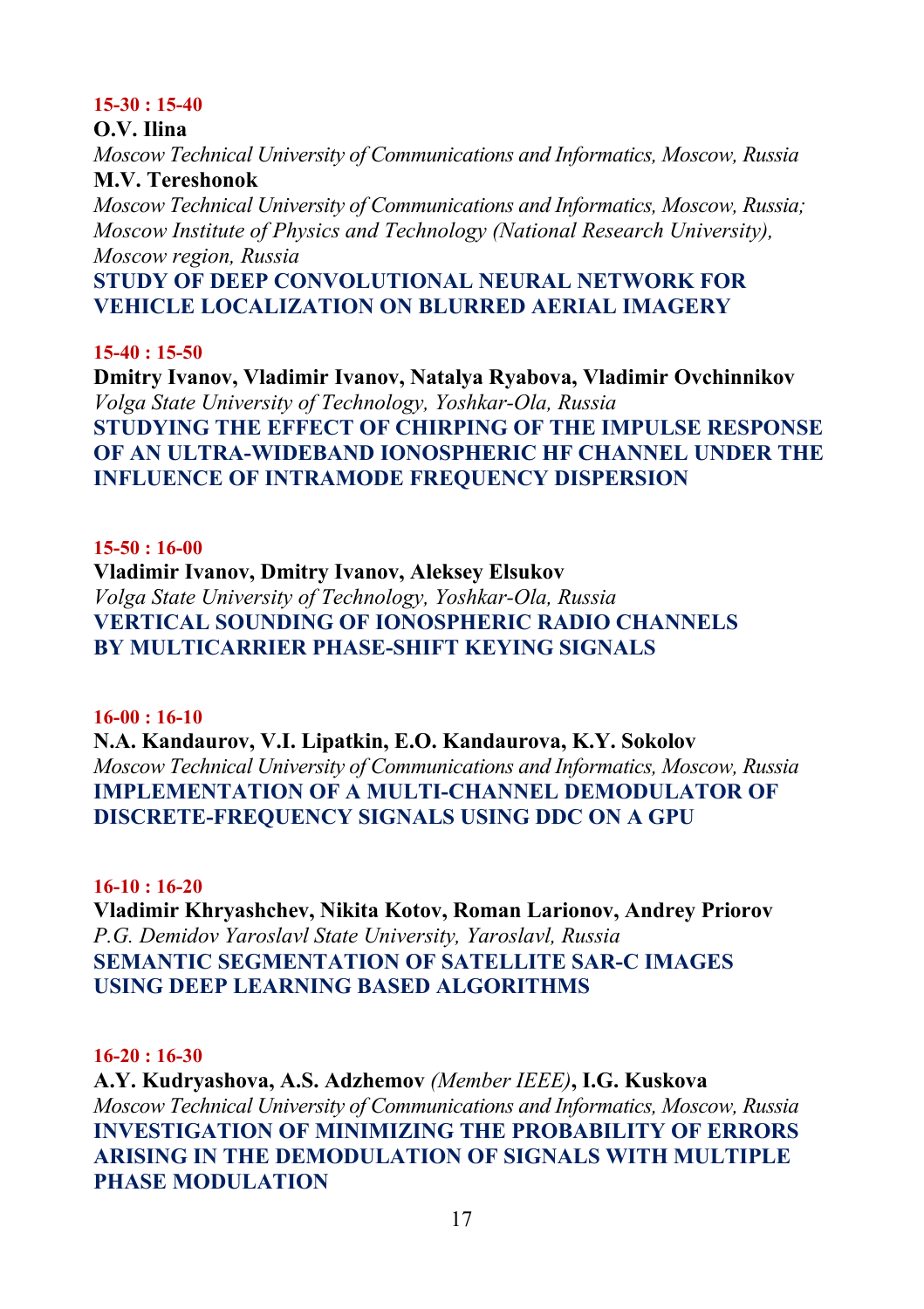**15-30 : 15-40**

**O.V. Ilina**

*Moscow Technical University of Communications and Informatics, Moscow, Russia*

**M.V. Tereshonok**

*Moscow Technical University of Communications and Informatics, Moscow, Russia; Moscow Institute of Physics and Technology (National Research University), Moscow region, Russia*

**STUDY OF DEEP CONVOLUTIONAL NEURAL NETWORK FOR VEHICLE LOCALIZATION ON BLURRED AERIAL IMAGERY**

**15-40 : 15-50**

**Dmitry Ivanov, Vladimir Ivanov, Natalya Ryabova, Vladimir Ovchinnikov**

*Volga State University of Technology, Yoshkar-Ola, Russia*

**STUDYING THE EFFECT OF CHIRPING OF THE IMPULSE RESPONSE OF AN ULTRA-WIDEBAND IONOSPHERIC HF CHANNEL UNDER THE INFLUENCE OF INTRAMODE FREQUENCY DISPERSION**

**15-50 : 16-00**

**Vladimir Ivanov, Dmitry Ivanov, Aleksey Elsukov**

*Volga State University of Technology, Yoshkar-Ola, Russia*

**VERTICAL SOUNDING OF IONOSPHERIC RADIO CHANNELS BY MULTICARRIER PHASE-SHIFT KEYING SIGNALS**

**16-00 : 16-10**

**N.A. Kandaurov, V.I. Lipatkin, E.O. Kandaurova, K.Y. Sokolov**

*Moscow Technical University of Communications and Informatics, Moscow, Russia*

**IMPLEMENTATION OF A MULTI-CHANNEL DEMODULATOR OF DISCRETE-FREQUENCY SIGNALS USING DDC ON A GPU**

**16-10 : 16-20**

**Vladimir Khryashchev, Nikita Kotov, Roman Larionov, Andrey Priorov**

*P.G. Demidov Yaroslavl State University, Yaroslavl, Russia*

**SEMANTIC SEGMENTATION OF SATELLITE SAR-C IMAGES USING DEEP LEARNING BASED ALGORITHMS**

**16-20 : 16-30**

**A.Y. Kudryashova, A.S. Adzhemov** *(Member IEEE)***, I.G. Kuskova**

*Moscow Technical University of Communications and Informatics, Moscow, Russia*

**INVESTIGATION OF MINIMIZING THE PROBABILITY OF ERRORS ARISING IN THE DEMODULATION OF SIGNALS WITH MULTIPLE PHASE MODULATION**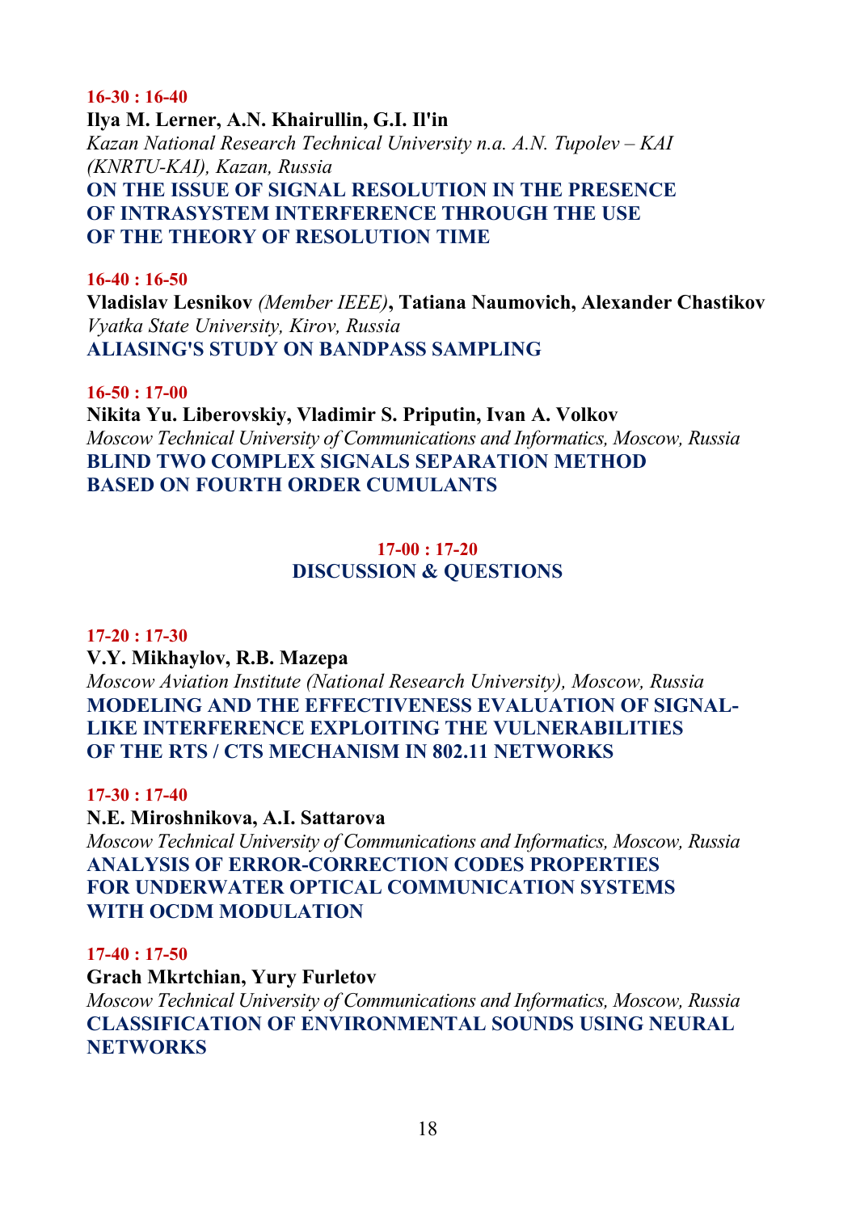**16-30 : 16-40**

**Ilya M. Lerner, A.N. Khairullin, G.I. Il'in**
*Kazan National Research Technical University n.a. A.N. Tupolev – KAI (KNRTU-KAI), Kazan, Russia*
**ON THE ISSUE OF SIGNAL RESOLUTION IN THE PRESENCE OF INTRASYSTEM INTERFERENCE THROUGH THE USE OF THE THEORY OF RESOLUTION TIME**

**16-40 : 16-50**

**Vladislav Lesnikov** *(Member IEEE)*, **Tatiana Naumovich, Alexander Chastikov**
*Vyatka State University, Kirov, Russia*
**ALIASING'S STUDY ON BANDPASS SAMPLING**

**16-50 : 17-00**

**Nikita Yu. Liberovskiy, Vladimir S. Priputin, Ivan A. Volkov**
*Moscow Technical University of Communications and Informatics, Moscow, Russia*
**BLIND TWO COMPLEX SIGNALS SEPARATION METHOD BASED ON FOURTH ORDER CUMULANTS**

**17-00 : 17-20**
**DISCUSSION & QUESTIONS**

**17-20 : 17-30**

**V.Y. Mikhaylov, R.B. Mazepa**
*Moscow Aviation Institute (National Research University), Moscow, Russia*
**MODELING AND THE EFFECTIVENESS EVALUATION OF SIGNAL-LIKE INTERFERENCE EXPLOITING THE VULNERABILITIES OF THE RTS / CTS MECHANISM IN 802.11 NETWORKS**

**17-30 : 17-40**

**N.E. Miroshnikova, A.I. Sattarova**
*Moscow Technical University of Communications and Informatics, Moscow, Russia*
**ANALYSIS OF ERROR-CORRECTION CODES PROPERTIES FOR UNDERWATER OPTICAL COMMUNICATION SYSTEMS WITH OCDM MODULATION**

**17-40 : 17-50**

**Grach Mkrtchian, Yury Furletov**
*Moscow Technical University of Communications and Informatics, Moscow, Russia*
**CLASSIFICATION OF ENVIRONMENTAL SOUNDS USING NEURAL NETWORKS**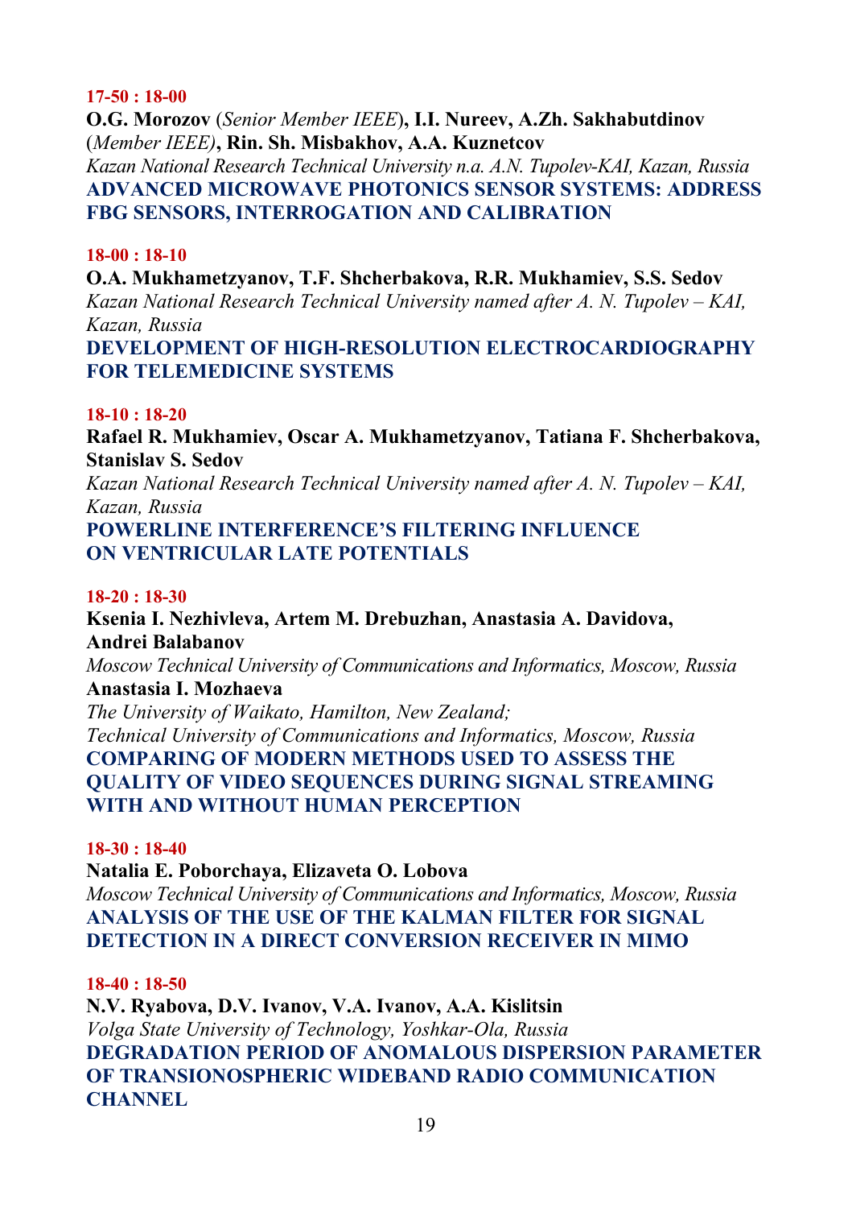**17-50 : 18-00**

**O.G. Morozov** (*Senior Member IEEE*)**, I.I. Nureev, A.Zh. Sakhabutdinov** (*Member IEEE)*, **Rin. Sh. Misbakhov, A.A. Kuznetcov**

*Kazan National Research Technical University n.a. A.N. Tupolev-KAI, Kazan, Russia*

**ADVANCED MICROWAVE PHOTONICS SENSOR SYSTEMS: ADDRESS FBG SENSORS, INTERROGATION AND CALIBRATION**

**18-00 : 18-10**

**O.A. Mukhametzyanov, T.F. Shcherbakova, R.R. Mukhamiev, S.S. Sedov**

*Kazan National Research Technical University named after A. N. Tupolev – KAI, Kazan, Russia*

**DEVELOPMENT OF HIGH-RESOLUTION ELECTROCARDIOGRAPHY FOR TELEMEDICINE SYSTEMS**

**18-10 : 18-20**

**Rafael R. Mukhamiev, Oscar A. Mukhametzyanov, Tatiana F. Shcherbakova, Stanislav S. Sedov**

*Kazan National Research Technical University named after A. N. Tupolev – KAI, Kazan, Russia*

**POWERLINE INTERFERENCE'S FILTERING INFLUENCE ON VENTRICULAR LATE POTENTIALS**

**18-20 : 18-30**

**Ksenia I. Nezhivleva, Artem M. Drebuzhan, Anastasia A. Davidova, Andrei Balabanov**

*Moscow Technical University of Communications and Informatics, Moscow, Russia*

**Anastasia I. Mozhaeva**

*The University of Waikato, Hamilton, New Zealand;*
*Technical University of Communications and Informatics, Moscow, Russia*

**COMPARING OF MODERN METHODS USED TO ASSESS THE QUALITY OF VIDEO SEQUENCES DURING SIGNAL STREAMING WITH AND WITHOUT HUMAN PERCEPTION**

**18-30 : 18-40**

**Natalia E. Poborchaya, Elizaveta O. Lobova**

*Moscow Technical University of Communications and Informatics, Moscow, Russia*

**ANALYSIS OF THE USE OF THE KALMAN FILTER FOR SIGNAL DETECTION IN A DIRECT CONVERSION RECEIVER IN MIMO**

**18-40 : 18-50**

**N.V. Ryabova, D.V. Ivanov, V.A. Ivanov, A.A. Kislitsin**

*Volga State University of Technology, Yoshkar-Ola, Russia*

**DEGRADATION PERIOD OF ANOMALOUS DISPERSION PARAMETER OF TRANSIONOSPHERIC WIDEBAND RADIO COMMUNICATION CHANNEL**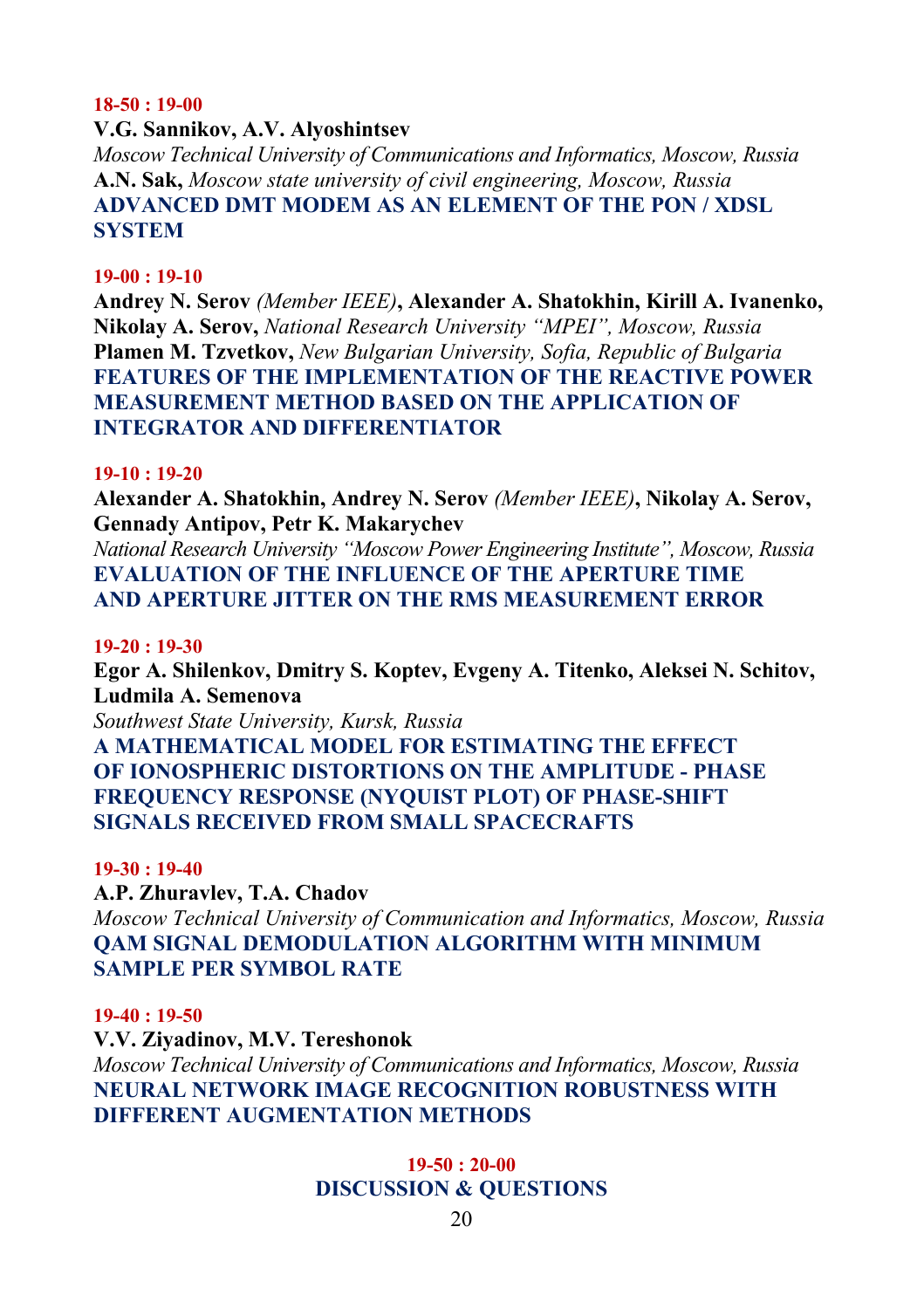**18-50 : 19-00**

**V.G. Sannikov, A.V. Alyoshintsev**

*Moscow Technical University of Communications and Informatics, Moscow, Russia*

**A.N. Sak,** *Moscow state university of civil engineering, Moscow, Russia*

**ADVANCED DMT MODEM AS AN ELEMENT OF THE PON / XDSL SYSTEM**

**19-00 : 19-10**

**Andrey N. Serov** *(Member IEEE)*, **Alexander A. Shatokhin, Kirill A. Ivanenko, Nikolay A. Serov,** *National Research University "MPEI", Moscow, Russia*

**Plamen M. Tzvetkov,** *New Bulgarian University, Sofia, Republic of Bulgaria*

**FEATURES OF THE IMPLEMENTATION OF THE REACTIVE POWER MEASUREMENT METHOD BASED ON THE APPLICATION OF INTEGRATOR AND DIFFERENTIATOR**

**19-10 : 19-20**

**Alexander A. Shatokhin, Andrey N. Serov** *(Member IEEE)*, **Nikolay A. Serov, Gennady Antipov, Petr K. Makarychev**

*National Research University "Moscow Power Engineering Institute", Moscow, Russia*

**EVALUATION OF THE INFLUENCE OF THE APERTURE TIME AND APERTURE JITTER ON THE RMS MEASUREMENT ERROR**

**19-20 : 19-30**

**Egor A. Shilenkov, Dmitry S. Koptev, Evgeny A. Titenko, Aleksei N. Schitov, Ludmila A. Semenova**

*Southwest State University, Kursk, Russia*

**A MATHEMATICAL MODEL FOR ESTIMATING THE EFFECT OF IONOSPHERIC DISTORTIONS ON THE AMPLITUDE - PHASE FREQUENCY RESPONSE (NYQUIST PLOT) OF PHASE-SHIFT SIGNALS RECEIVED FROM SMALL SPACECRAFTS**

**19-30 : 19-40**

**A.P. Zhuravlev, T.A. Chadov**

*Moscow Technical University of Communication and Informatics, Moscow, Russia*

**QAM SIGNAL DEMODULATION ALGORITHM WITH MINIMUM SAMPLE PER SYMBOL RATE**

**19-40 : 19-50**

**V.V. Ziyadinov, M.V. Tereshonok**

*Moscow Technical University of Communications and Informatics, Moscow, Russia*

**NEURAL NETWORK IMAGE RECOGNITION ROBUSTNESS WITH DIFFERENT AUGMENTATION METHODS**

**19-50 : 20-00**

**DISCUSSION & QUESTIONS**